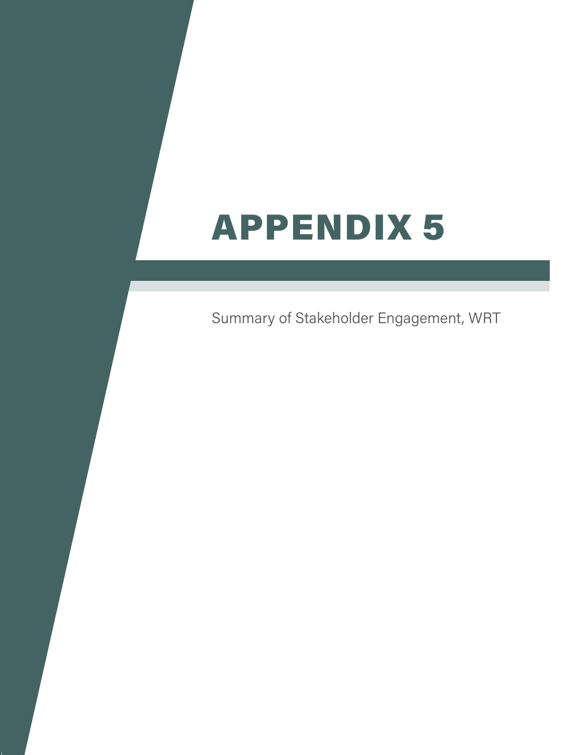# APPENDIX 5

Summary of Stakeholder Engagement, WRT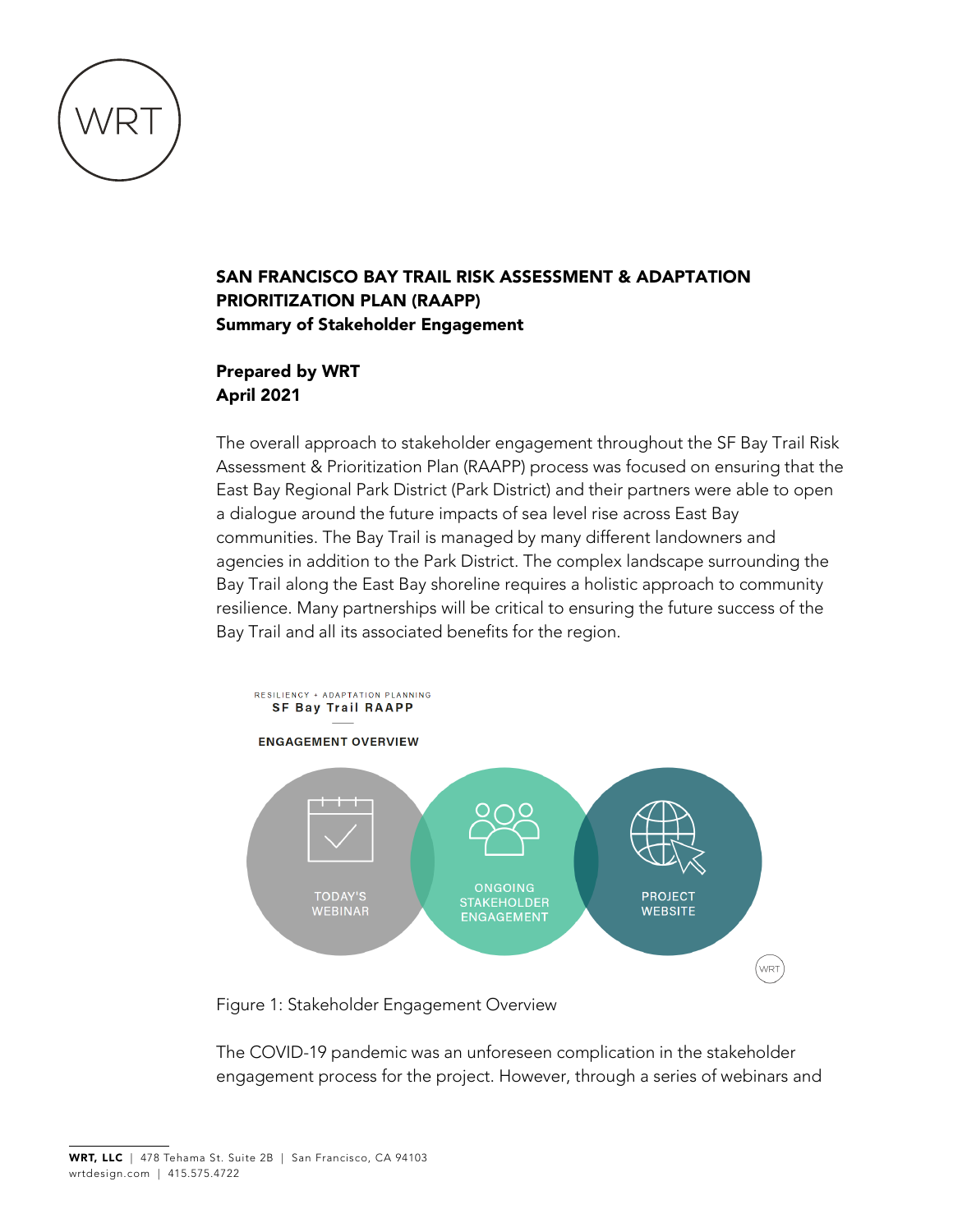# SAN FRANCISCO BAY TRAIL RISK ASSESSMENT & ADAPTATION PRIORITIZATION PLAN (RAAPP)

## Summary of Stakeholder Engagement

**Prepared by WRT**
**April 2021**

The overall approach to stakeholder engagement throughout the SF Bay Trail Risk Assessment & Prioritization Plan (RAAPP) process was focused on ensuring that the East Bay Regional Park District (Park District) and their partners were able to open a dialogue around the future impacts of sea level rise across East Bay communities. The Bay Trail is managed by many different landowners and agencies in addition to the Park District. The complex landscape surrounding the Bay Trail along the East Bay shoreline requires a holistic approach to community resilience. Many partnerships will be critical to ensuring the future success of the Bay Trail and all its associated benefits for the region.

RESILIENCY + ADAPTATION PLANNING
SF Bay Trail RAAPP

ENGAGEMENT OVERVIEW

TODAY'S WEBINAR | ONGOING STAKEHOLDER ENGAGEMENT | PROJECT WEBSITE

Figure 1: Stakeholder Engagement Overview

The COVID-19 pandemic was an unforeseen complication in the stakeholder engagement process for the project. However, through a series of webinars and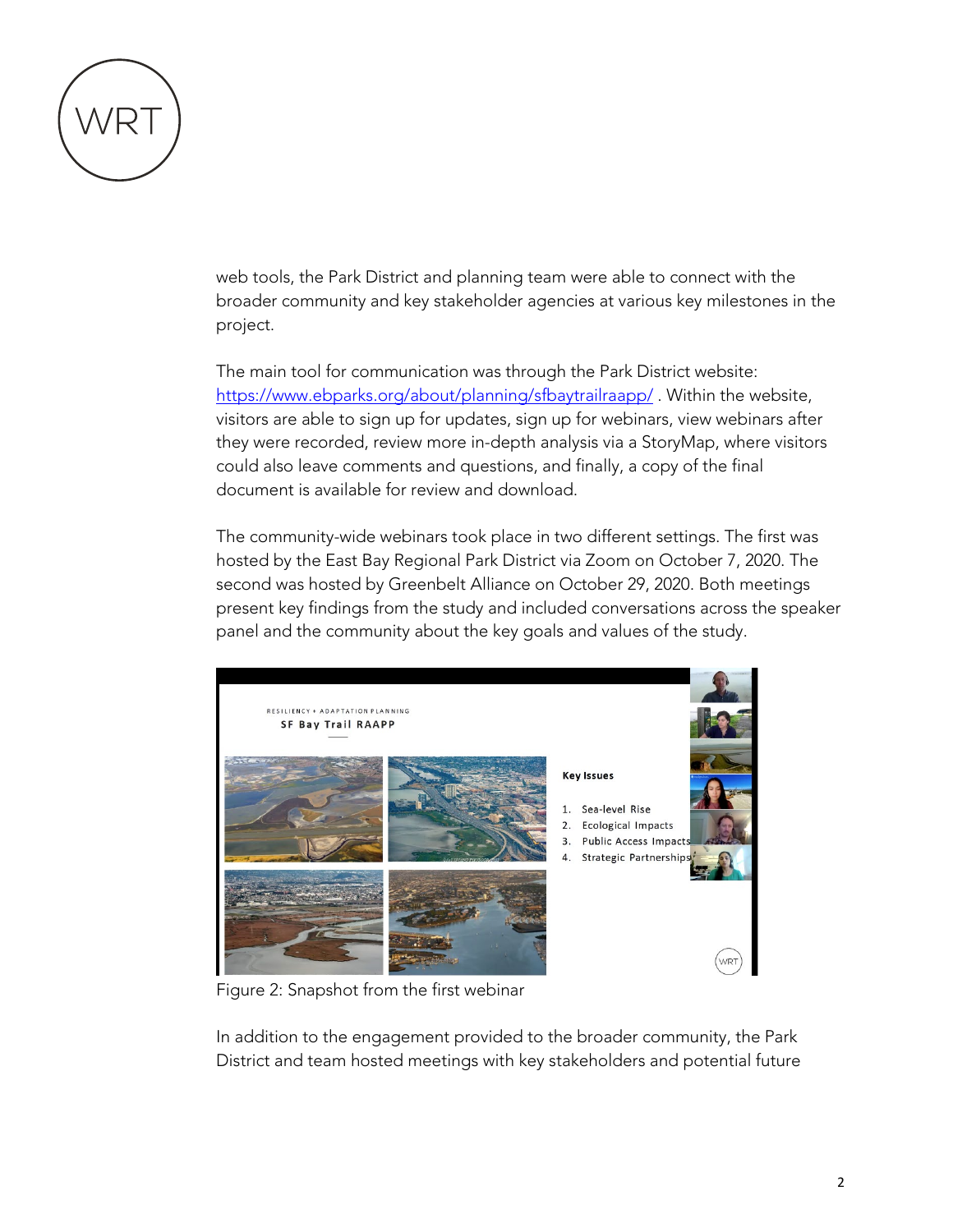web tools, the Park District and planning team were able to connect with the broader community and key stakeholder agencies at various key milestones in the project.

The main tool for communication was through the Park District website: https://www.ebparks.org/about/planning/sfbaytrailraapp/ . Within the website, visitors are able to sign up for updates, sign up for webinars, view webinars after they were recorded, review more in-depth analysis via a StoryMap, where visitors could also leave comments and questions, and finally, a copy of the final document is available for review and download.

The community-wide webinars took place in two different settings. The first was hosted by the East Bay Regional Park District via Zoom on October 7, 2020. The second was hosted by Greenbelt Alliance on October 29, 2020. Both meetings present key findings from the study and included conversations across the speaker panel and the community about the key goals and values of the study.

Figure 2: Snapshot from the first webinar

In addition to the engagement provided to the broader community, the Park District and team hosted meetings with key stakeholders and potential future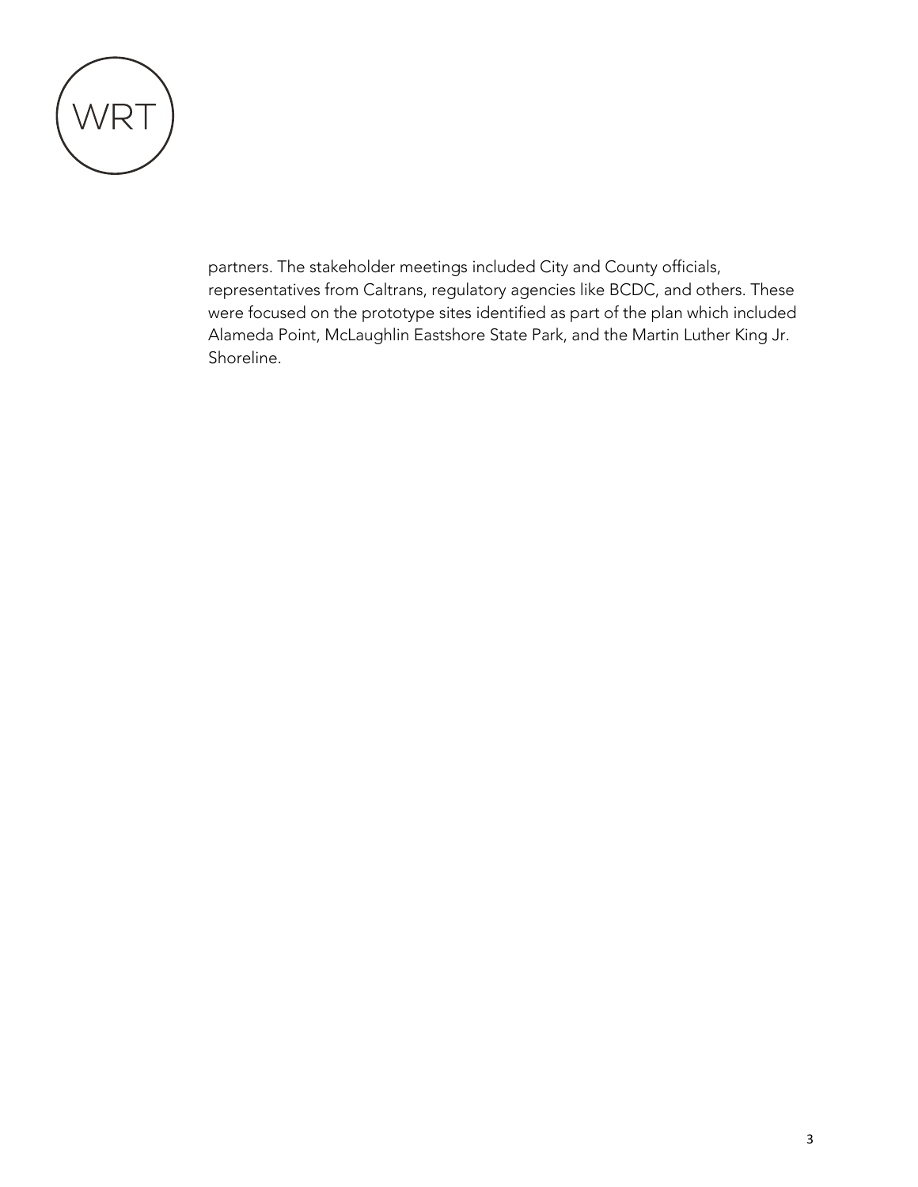partners. The stakeholder meetings included City and County officials, representatives from Caltrans, regulatory agencies like BCDC, and others. These were focused on the prototype sites identified as part of the plan which included Alameda Point, McLaughlin Eastshore State Park, and the Martin Luther King Jr. Shoreline.